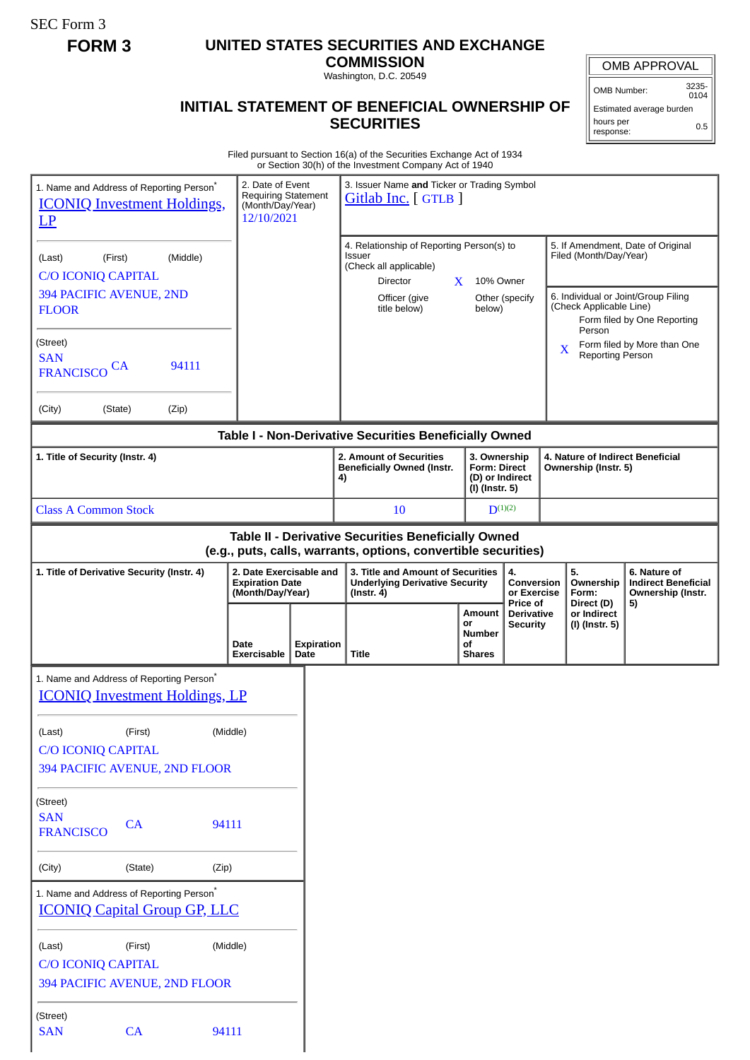SEC Form 3

**FORM 3**

# UNITED STATES SECURITIES AND EXCHANGE COMMISSION

Washington, D.C. 20549

## INITIAL STATEMENT OF BENEFICIAL OWNERSHIP OF SECURITIES

| OMB APPROVAL | |
|---|---|
| OMB Number: | 3235-0104 |
| Estimated average burden hours per response: | 0.5 |

Filed pursuant to Section 16(a) of the Securities Exchange Act of 1934
or Section 30(h) of the Investment Company Act of 1940

1. Name and Address of Reporting Person*
ICONIQ Investment Holdings, LP

(Last) (First) (Middle)
C/O ICONIQ CAPITAL
394 PACIFIC AVENUE, 2ND FLOOR

(Street)
SAN FRANCISCO CA 94111

(City) (State) (Zip)

2. Date of Event Requiring Statement (Month/Day/Year)
12/10/2021

3. Issuer Name **and** Ticker or Trading Symbol
Gitlab Inc. [ GTLB ]

4. Relationship of Reporting Person(s) to Issuer (Check all applicable)
Director
X 10% Owner
Officer (give title below)
Other (specify below)

5. If Amendment, Date of Original Filed (Month/Day/Year)

6. Individual or Joint/Group Filing (Check Applicable Line)
Form filed by One Reporting Person
X Form filed by More than One Reporting Person

**Table I - Non-Derivative Securities Beneficially Owned**

| 1. Title of Security (Instr. 4) | 2. Amount of Securities Beneficially Owned (Instr. 4) | 3. Ownership Form: Direct (D) or Indirect (I) (Instr. 5) | 4. Nature of Indirect Beneficial Ownership (Instr. 5) |
|---|---|---|---|
| Class A Common Stock | 10 | D[(1)(2)] | |

**Table II - Derivative Securities Beneficially Owned (e.g., puts, calls, warrants, options, convertible securities)**

| 1. Title of Derivative Security (Instr. 4) | 2. Date Exercisable and Expiration Date (Month/Day/Year) | | 3. Title and Amount of Securities Underlying Derivative Security (Instr. 4) | | 4. Conversion or Exercise Price of Derivative Security | 5. Ownership Form: Direct (D) or Indirect (I) (Instr. 5) | 6. Nature of Indirect Beneficial Ownership (Instr. 5) |
|---|---|---|---|---|---|---|---|
| | Date Exercisable | Expiration Date | Title | Amount or Number of Shares | | | |

1. Name and Address of Reporting Person*
ICONIQ Investment Holdings, LP

(Last) (First) (Middle)
C/O ICONIQ CAPITAL
394 PACIFIC AVENUE, 2ND FLOOR

(Street)
SAN FRANCISCO CA 94111

(City) (State) (Zip)

1. Name and Address of Reporting Person*
ICONIQ Capital Group GP, LLC

(Last) (First) (Middle)
C/O ICONIQ CAPITAL
394 PACIFIC AVENUE, 2ND FLOOR

(Street)
SAN CA 94111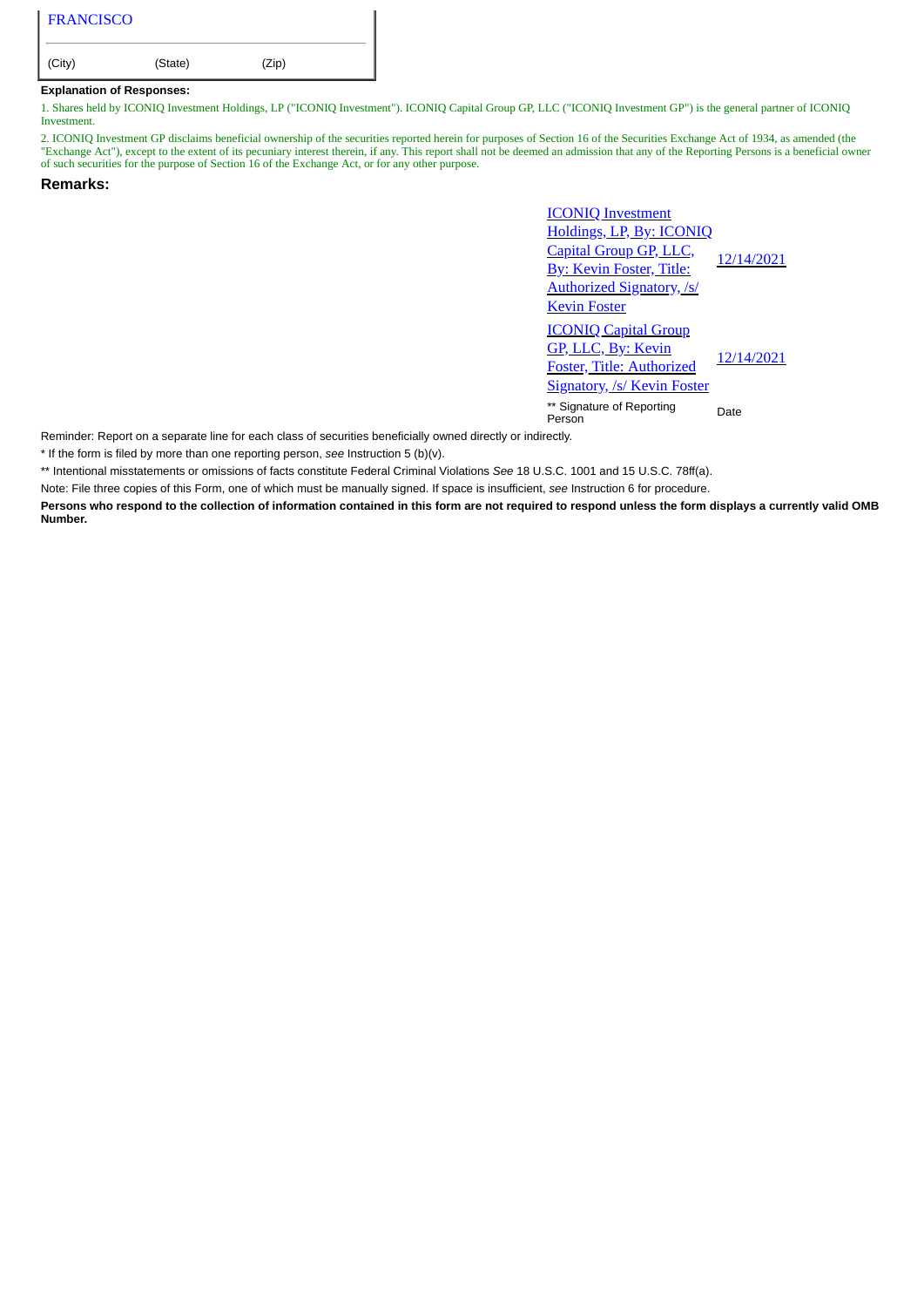| | | |
|---|---|---|
| FRANCISCO | | |
| (City) | (State) | (Zip) |

**Explanation of Responses:**

1. Shares held by ICONIQ Investment Holdings, LP ("ICONIQ Investment"). ICONIQ Capital Group GP, LLC ("ICONIQ Investment GP") is the general partner of ICONIQ Investment.

2. ICONIQ Investment GP disclaims beneficial ownership of the securities reported herein for purposes of Section 16 of the Securities Exchange Act of 1934, as amended (the "Exchange Act"), except to the extent of its pecuniary interest therein, if any. This report shall not be deemed an admission that any of the Reporting Persons is a beneficial owner of such securities for the purpose of Section 16 of the Exchange Act, or for any other purpose.

## Remarks:

| | |
|---|---|
| ICONIQ Investment Holdings, LP, By: ICONIQ Capital Group GP, LLC, By: Kevin Foster, Title: Authorized Signatory, /s/ Kevin Foster | 12/14/2021 |
| ICONIQ Capital Group GP, LLC, By: Kevin Foster, Title: Authorized Signatory, /s/ Kevin Foster | 12/14/2021 |
| ** Signature of Reporting Person | Date |

Reminder: Report on a separate line for each class of securities beneficially owned directly or indirectly.

* If the form is filed by more than one reporting person, *see* Instruction 5 (b)(v).

** Intentional misstatements or omissions of facts constitute Federal Criminal Violations *See* 18 U.S.C. 1001 and 15 U.S.C. 78ff(a).

Note: File three copies of this Form, one of which must be manually signed. If space is insufficient, *see* Instruction 6 for procedure.

**Persons who respond to the collection of information contained in this form are not required to respond unless the form displays a currently valid OMB Number.**